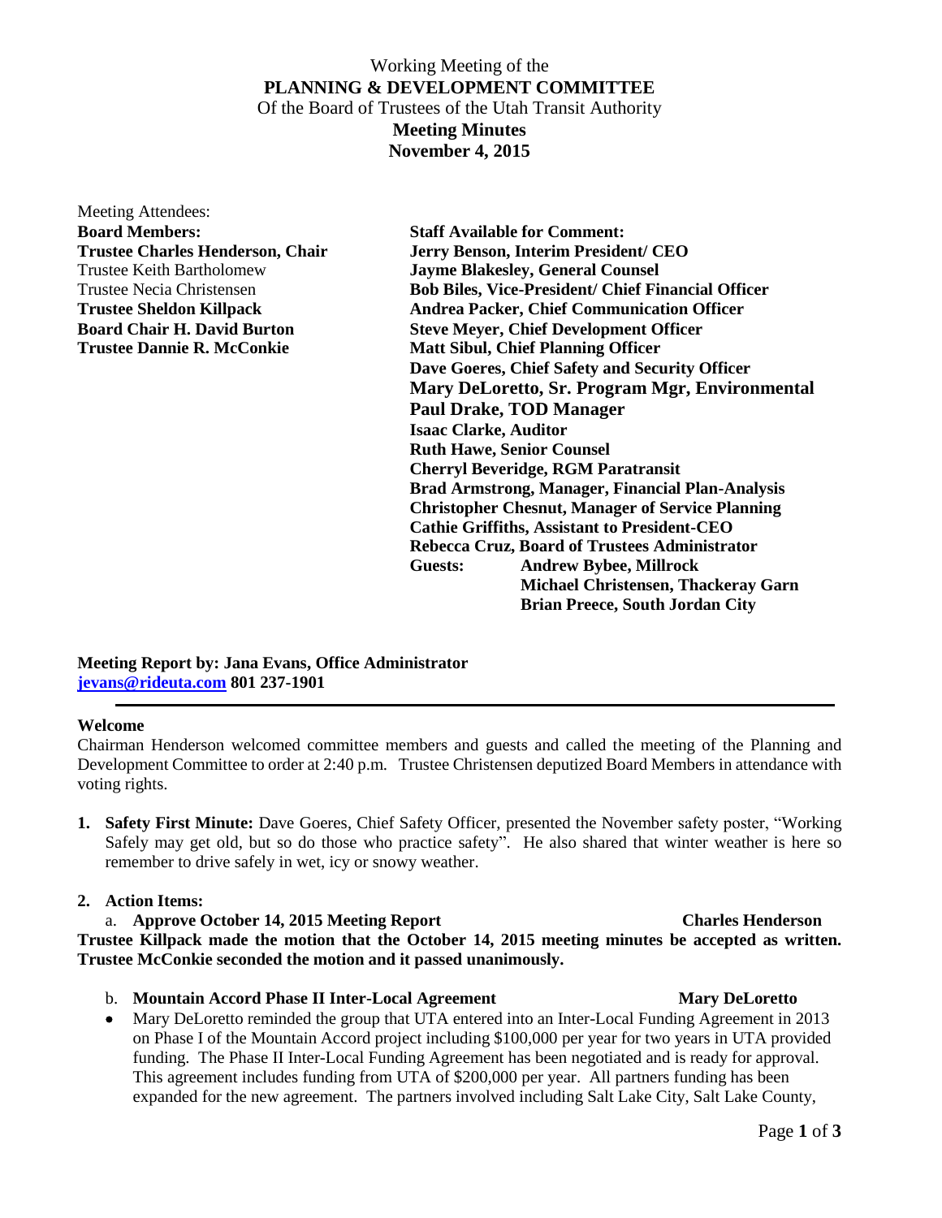Working Meeting of the

**PLANNING & DEVELOPMENT COMMITTEE**

Of the Board of Trustees of the Utah Transit Authority

**Meeting Minutes**

**November 4, 2015**

Meeting Attendees:

| **Board Members:** | **Staff Available for Comment:** |
|---|---|
| **Trustee Charles Henderson, Chair** | **Jerry Benson, Interim President/ CEO** |
| Trustee Keith Bartholomew | **Jayme Blakesley, General Counsel** |
| Trustee Necia Christensen | **Bob Biles, Vice-President/ Chief Financial Officer** |
| **Trustee Sheldon Killpack** | **Andrea Packer, Chief Communication Officer** |
| **Board Chair H. David Burton** | **Steve Meyer, Chief Development Officer** |
| **Trustee Dannie R. McConkie** | **Matt Sibul, Chief Planning Officer** |
| | **Dave Goeres, Chief Safety and Security Officer** |
| | **Mary DeLoretto, Sr. Program Mgr, Environmental** |
| | **Paul Drake, TOD Manager** |
| | **Isaac Clarke, Auditor** |
| | **Ruth Hawe, Senior Counsel** |
| | **Cherryl Beveridge, RGM Paratransit** |
| | **Brad Armstrong, Manager, Financial Plan-Analysis** |
| | **Christopher Chesnut, Manager of Service Planning** |
| | **Cathie Griffiths, Assistant to President-CEO** |
| | **Rebecca Cruz, Board of Trustees Administrator** |
| | **Guests:** **Andrew Bybee, Millrock** |
| | **Michael Christensen, Thackeray Garn** |
| | **Brian Preece, South Jordan City** |

**Meeting Report by: Jana Evans, Office Administrator**
**jevans@rideuta.com 801 237-1901**

---

**Welcome**

Chairman Henderson welcomed committee members and guests and called the meeting of the Planning and Development Committee to order at 2:40 p.m. Trustee Christensen deputized Board Members in attendance with voting rights.

1. **Safety First Minute:** Dave Goeres, Chief Safety Officer, presented the November safety poster, "Working Safely may get old, but so do those who practice safety". He also shared that winter weather is here so remember to drive safely in wet, icy or snowy weather.

2. **Action Items:**

   a. **Approve October 14, 2015 Meeting Report** **Charles Henderson**

**Trustee Killpack made the motion that the October 14, 2015 meeting minutes be accepted as written. Trustee McConkie seconded the motion and it passed unanimously.**

   b. **Mountain Accord Phase II Inter-Local Agreement** **Mary DeLoretto**

- Mary DeLoretto reminded the group that UTA entered into an Inter-Local Funding Agreement in 2013 on Phase I of the Mountain Accord project including $100,000 per year for two years in UTA provided funding. The Phase II Inter-Local Funding Agreement has been negotiated and is ready for approval. This agreement includes funding from UTA of $200,000 per year. All partners funding has been expanded for the new agreement. The partners involved including Salt Lake City, Salt Lake County,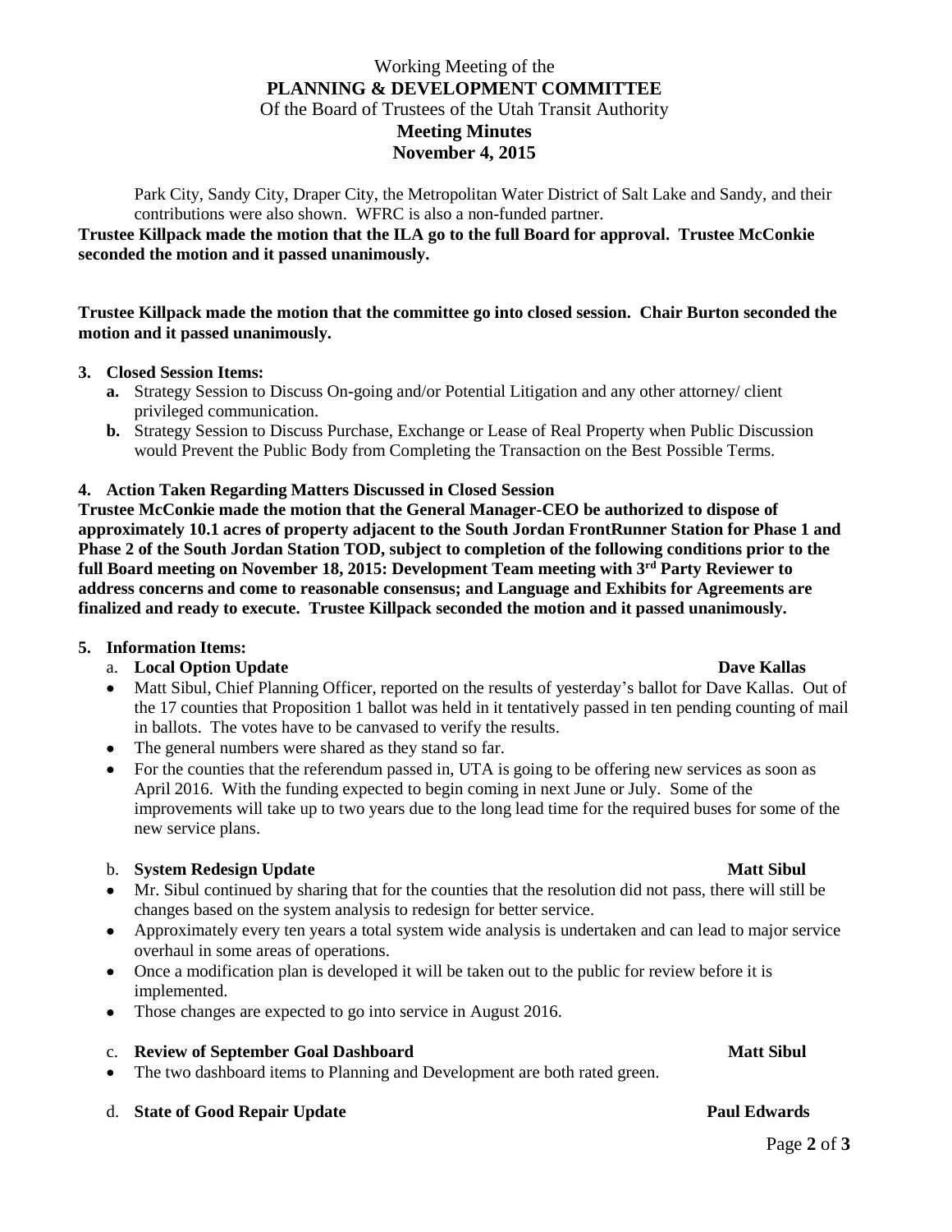Park City, Sandy City, Draper City, the Metropolitan Water District of Salt Lake and Sandy, and their contributions were also shown. WFRC is also a non-funded partner.

**Trustee Killpack made the motion that the ILA go to the full Board for approval. Trustee McConkie seconded the motion and it passed unanimously.**

**Trustee Killpack made the motion that the committee go into closed session. Chair Burton seconded the motion and it passed unanimously.**

**3. Closed Session Items:**

- **a.** Strategy Session to Discuss On-going and/or Potential Litigation and any other attorney/ client privileged communication.
- **b.** Strategy Session to Discuss Purchase, Exchange or Lease of Real Property when Public Discussion would Prevent the Public Body from Completing the Transaction on the Best Possible Terms.

**4. Action Taken Regarding Matters Discussed in Closed Session**

**Trustee McConkie made the motion that the General Manager-CEO be authorized to dispose of approximately 10.1 acres of property adjacent to the South Jordan FrontRunner Station for Phase 1 and Phase 2 of the South Jordan Station TOD, subject to completion of the following conditions prior to the full Board meeting on November 18, 2015: Development Team meeting with 3rd Party Reviewer to address concerns and come to reasonable consensus; and Language and Exhibits for Agreements are finalized and ready to execute. Trustee Killpack seconded the motion and it passed unanimously.**

**5. Information Items:**

a. **Local Option Update** — **Dave Kallas**

- Matt Sibul, Chief Planning Officer, reported on the results of yesterday's ballot for Dave Kallas. Out of the 17 counties that Proposition 1 ballot was held in it tentatively passed in ten pending counting of mail in ballots. The votes have to be canvased to verify the results.
- The general numbers were shared as they stand so far.
- For the counties that the referendum passed in, UTA is going to be offering new services as soon as April 2016. With the funding expected to begin coming in next June or July. Some of the improvements will take up to two years due to the long lead time for the required buses for some of the new service plans.

b. **System Redesign Update** — **Matt Sibul**

- Mr. Sibul continued by sharing that for the counties that the resolution did not pass, there will still be changes based on the system analysis to redesign for better service.
- Approximately every ten years a total system wide analysis is undertaken and can lead to major service overhaul in some areas of operations.
- Once a modification plan is developed it will be taken out to the public for review before it is implemented.
- Those changes are expected to go into service in August 2016.

c. **Review of September Goal Dashboard** — **Matt Sibul**

- The two dashboard items to Planning and Development are both rated green.

d. **State of Good Repair Update** — **Paul Edwards**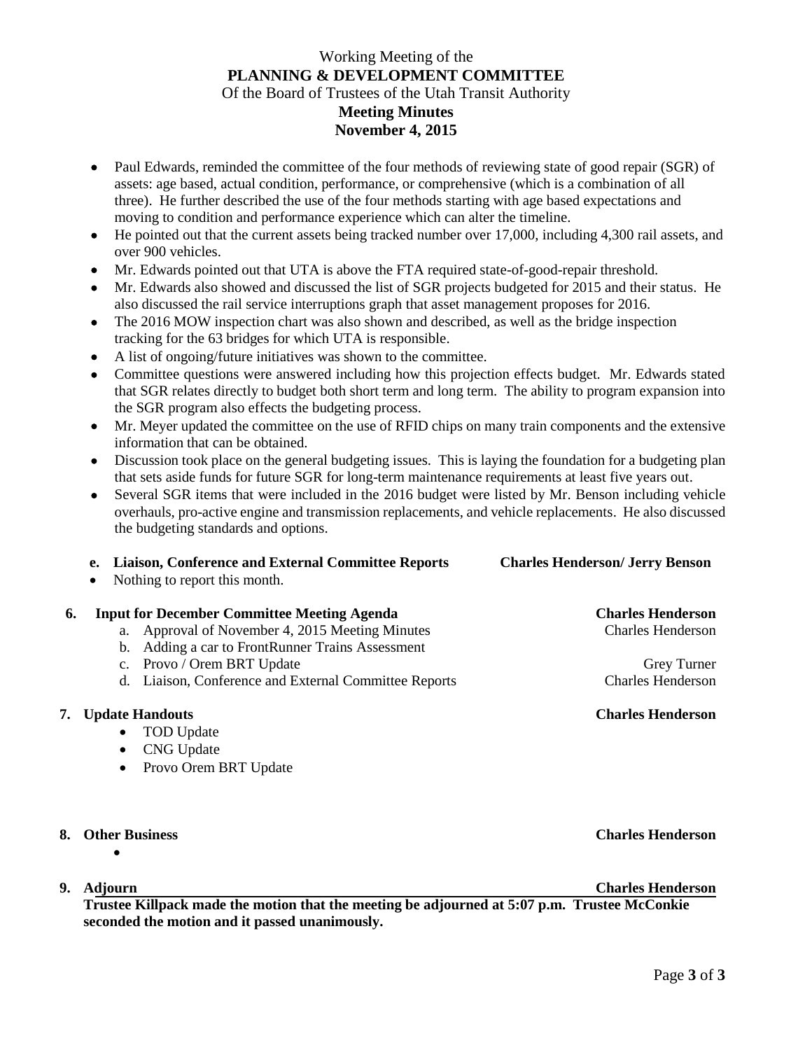Working Meeting of the

**PLANNING & DEVELOPMENT COMMITTEE**

Of the Board of Trustees of the Utah Transit Authority

**Meeting Minutes**

**November 4, 2015**

- Paul Edwards, reminded the committee of the four methods of reviewing state of good repair (SGR) of assets: age based, actual condition, performance, or comprehensive (which is a combination of all three). He further described the use of the four methods starting with age based expectations and moving to condition and performance experience which can alter the timeline.
- He pointed out that the current assets being tracked number over 17,000, including 4,300 rail assets, and over 900 vehicles.
- Mr. Edwards pointed out that UTA is above the FTA required state-of-good-repair threshold.
- Mr. Edwards also showed and discussed the list of SGR projects budgeted for 2015 and their status. He also discussed the rail service interruptions graph that asset management proposes for 2016.
- The 2016 MOW inspection chart was also shown and described, as well as the bridge inspection tracking for the 63 bridges for which UTA is responsible.
- A list of ongoing/future initiatives was shown to the committee.
- Committee questions were answered including how this projection effects budget. Mr. Edwards stated that SGR relates directly to budget both short term and long term. The ability to program expansion into the SGR program also effects the budgeting process.
- Mr. Meyer updated the committee on the use of RFID chips on many train components and the extensive information that can be obtained.
- Discussion took place on the general budgeting issues. This is laying the foundation for a budgeting plan that sets aside funds for future SGR for long-term maintenance requirements at least five years out.
- Several SGR items that were included in the 2016 budget were listed by Mr. Benson including vehicle overhauls, pro-active engine and transmission replacements, and vehicle replacements. He also discussed the budgeting standards and options.

**e. Liaison, Conference and External Committee Reports** — **Charles Henderson/ Jerry Benson**

- Nothing to report this month.

**6. Input for December Committee Meeting Agenda** — **Charles Henderson**

a. Approval of November 4, 2015 Meeting Minutes — Charles Henderson
b. Adding a car to FrontRunner Trains Assessment
c. Provo / Orem BRT Update — Grey Turner
d. Liaison, Conference and External Committee Reports — Charles Henderson

**7. Update Handouts** — **Charles Henderson**

- TOD Update
- CNG Update
- Provo Orem BRT Update

**8. Other Business** — **Charles Henderson**

- 

**9. Adjourn** — **Charles Henderson**

**Trustee Killpack made the motion that the meeting be adjourned at 5:07 p.m. Trustee McConkie seconded the motion and it passed unanimously.**